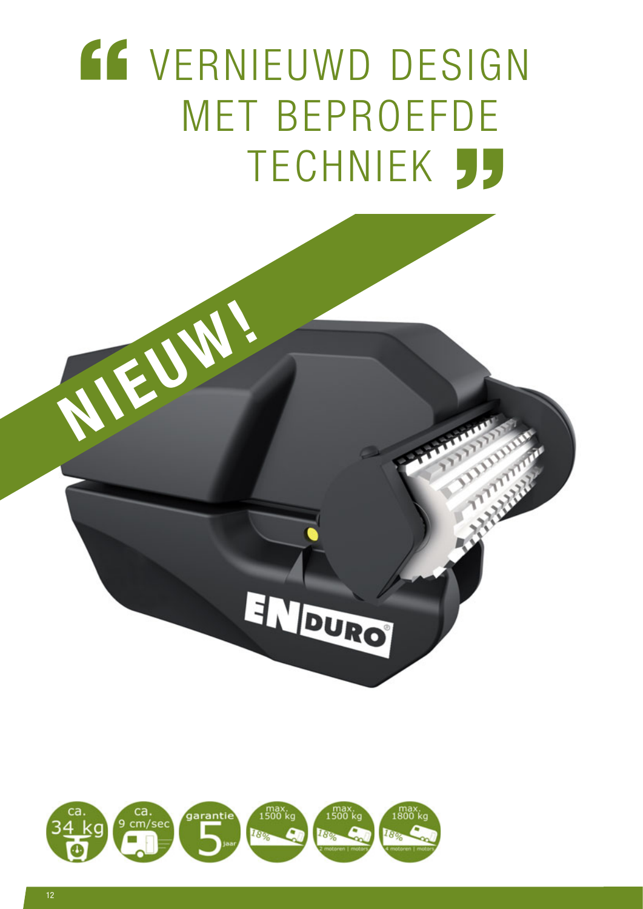# "VERNIEUWD DESIGN MET BEPROEFDE TECHNIEK"

**NIEUW!**

ENDURO®

ca. 34 kg

ca. 9 cm/sec

garantie 5 jaar

max. 1500 kg 18%

max. 1500 kg 18% 2 motoren | motors

max. 1800 kg 18% 4 motoren | motors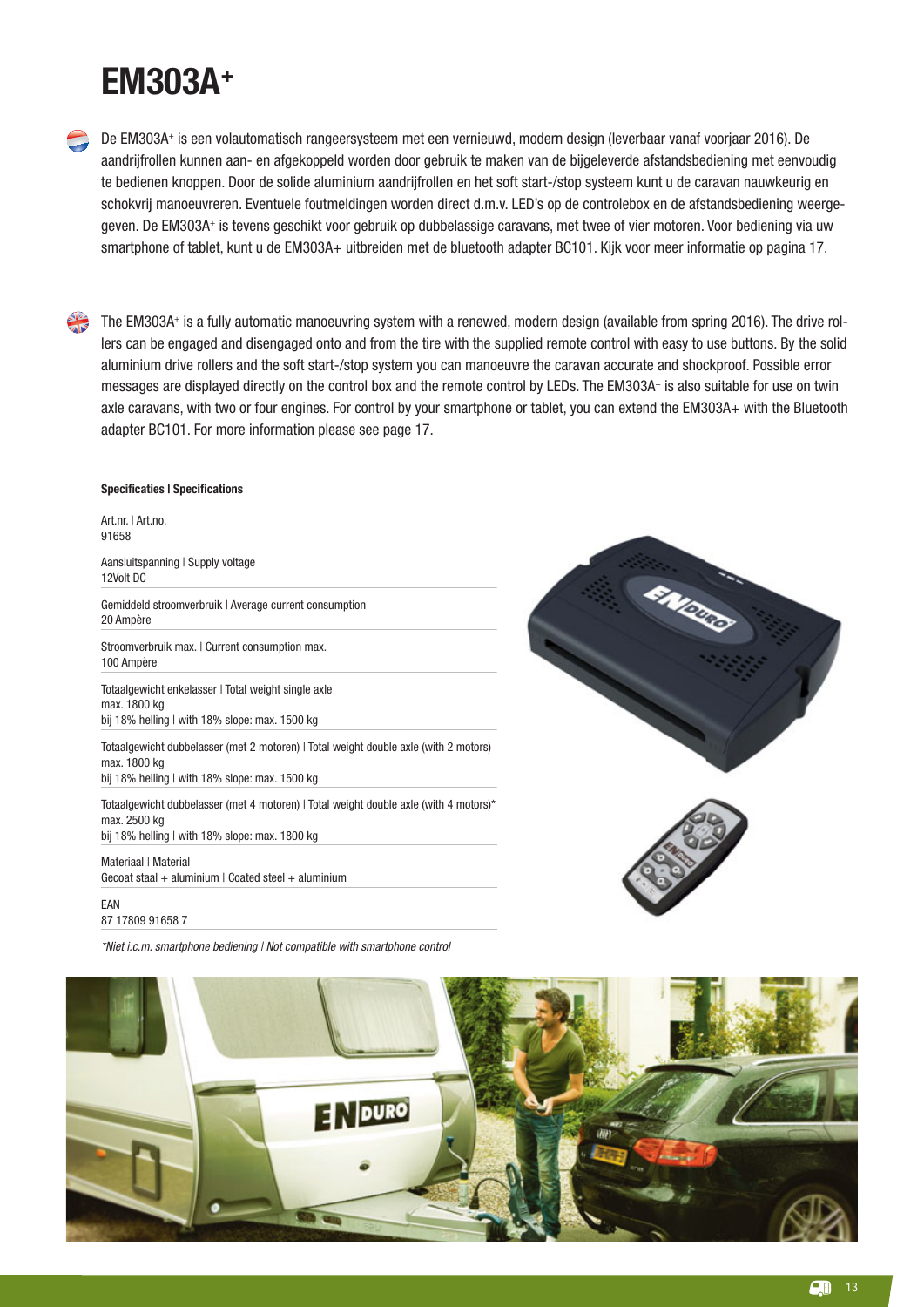# EM303A+

De EM303A+ is een volautomatisch rangeersysteem met een vernieuwd, modern design (leverbaar vanaf voorjaar 2016). De aandrijfrollen kunnen aan- en afgekoppeld worden door gebruik te maken van de bijgeleverde afstandsbediening met eenvoudig te bedienen knoppen. Door de solide aluminium aandrijfrollen en het soft start-/stop systeem kunt u de caravan nauwkeurig en schokvrij manoeuvreren. Eventuele foutmeldingen worden direct d.m.v. LED's op de controlebox en de afstandsbediening weergegeven. De EM303A+ is tevens geschikt voor gebruik op dubbelassige caravans, met twee of vier motoren. Voor bediening via uw smartphone of tablet, kunt u de EM303A+ uitbreiden met de bluetooth adapter BC101. Kijk voor meer informatie op pagina 17.

The EM303A+ is a fully automatic manoeuvring system with a renewed, modern design (available from spring 2016). The drive rollers can be engaged and disengaged onto and from the tire with the supplied remote control with easy to use buttons. By the solid aluminium drive rollers and the soft start-/stop system you can manoeuvre the caravan accurate and shockproof. Possible error messages are displayed directly on the control box and the remote control by LEDs. The EM303A+ is also suitable for use on twin axle caravans, with two or four engines. For control by your smartphone or tablet, you can extend the EM303A+ with the Bluetooth adapter BC101. For more information please see page 17.

**Specificaties | Specifications**

Art.nr. | Art.no.
91658

Aansluitspanning | Supply voltage
12Volt DC

Gemiddeld stroomverbruik | Average current consumption
20 Ampère

Stroomverbruik max. | Current consumption max.
100 Ampère

Totaalgewicht enkelasser | Total weight single axle
max. 1800 kg
bij 18% helling | with 18% slope: max. 1500 kg

Totaalgewicht dubbelasser (met 2 motoren) | Total weight double axle (with 2 motors)
max. 1800 kg
bij 18% helling | with 18% slope: max. 1500 kg

Totaalgewicht dubbelasser (met 4 motoren) | Total weight double axle (with 4 motors)*
max. 2500 kg
bij 18% helling | with 18% slope: max. 1800 kg

Materiaal | Material
Gecoat staal + aluminium | Coated steel + aluminium

EAN
87 17809 91658 7

*\*Niet i.c.m. smartphone bediening | Not compatible with smartphone control*